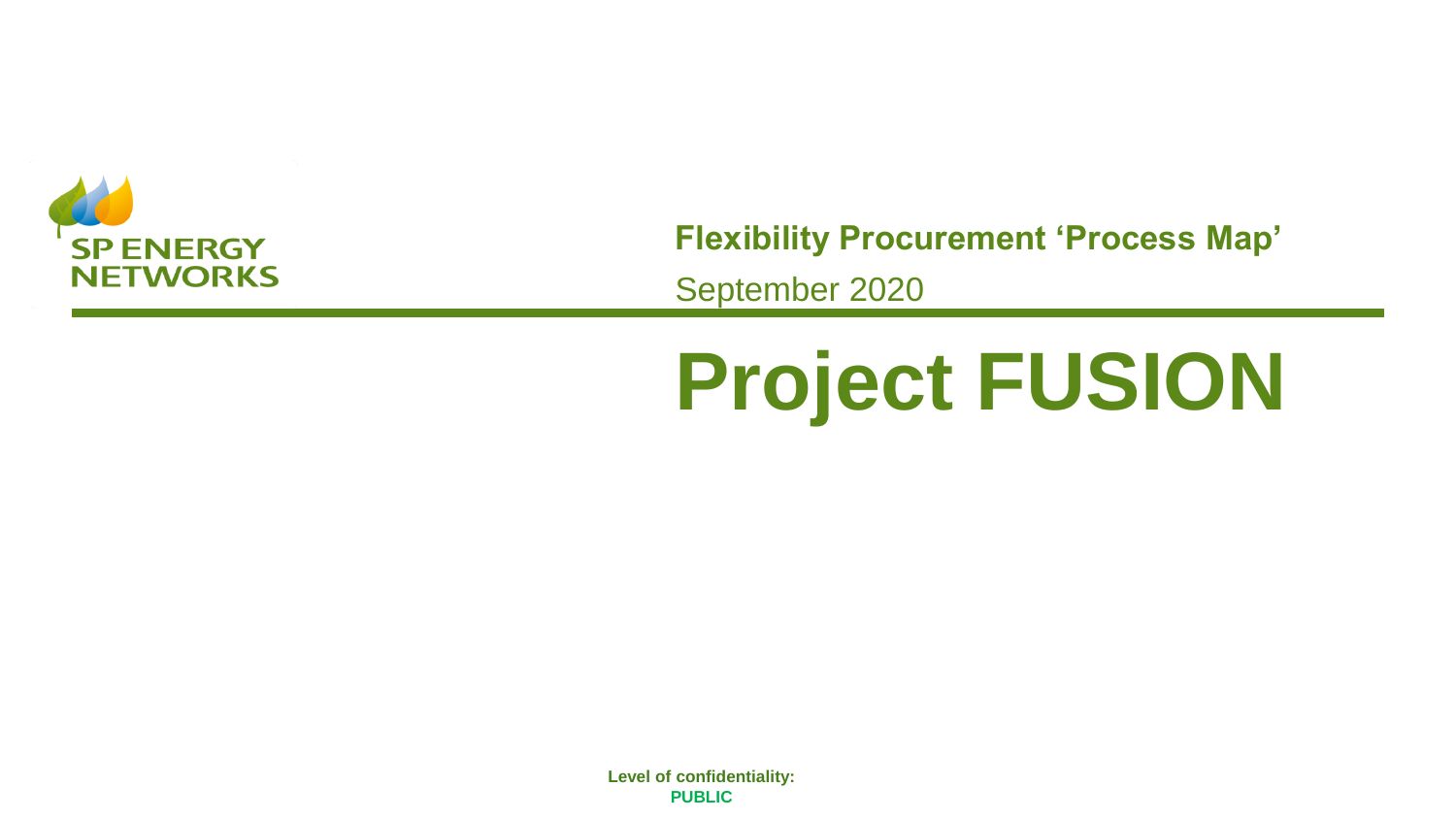SP ENERGY NETWORKS

**Flexibility Procurement 'Process Map'**

September 2020

# Project FUSION

**Level of confidentiality:**
**PUBLIC**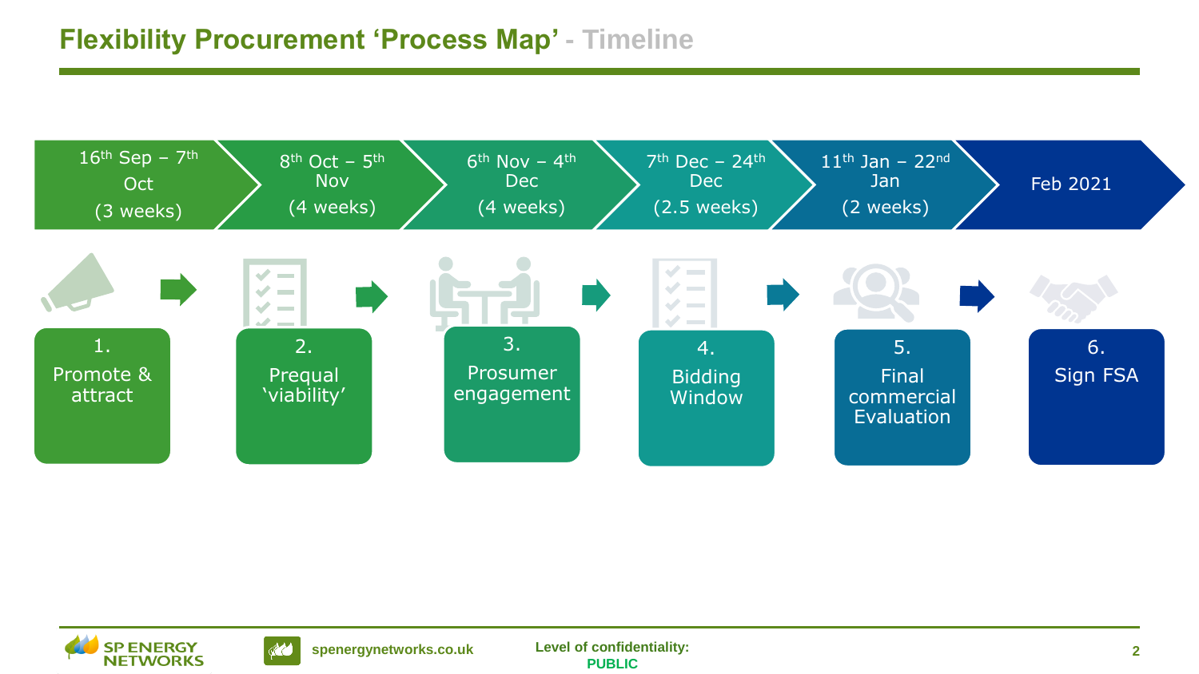# Flexibility Procurement 'Process Map' - Timeline

| 16th Sep – 7th Oct (3 weeks) | 8th Oct – 5th Nov (4 weeks) | 6th Nov – 4th Dec (4 weeks) | 7th Dec – 24th Dec (2.5 weeks) | 11th Jan – 22nd Jan (2 weeks) | Feb 2021 |
| --- | --- | --- | --- | --- | --- |
| 1. Promote & attract | 2. Prequal 'viability' | 3. Prosumer engagement | 4. Bidding Window | 5. Final commercial Evaluation | 6. Sign FSA |

Level of confidentiality: PUBLIC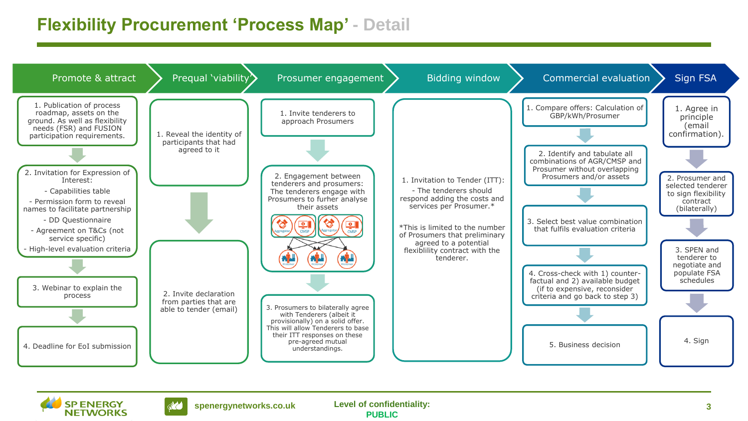# Flexibility Procurement ‘Process Map’ - Detail

## Promote & attract

1. Publication of process roadmap, assets on the ground. As well as flexibility needs (FSR) and FUSION participation requirements.
2. Invitation for Expression of Interest:
   - Capabilities table
   - Permission form to reveal names to facilitate partnership
   - DD Questionnaire
   - Agreement on T&Cs (not service specific)
   - High-level evaluation criteria
3. Webinar to explain the process
4. Deadline for EoI submission

## Prequal ‘viability’

1. Reveal the identity of participants that had agreed to it
2. Invite declaration from parties that are able to tender (email)

## Prosumer engagement

1. Invite tenderers to approach Prosumers
2. Engagement between tenderers and prosumers: The tenderers engage with Prosumers to furher analyse their assets

   Aggregator, CMSP, Aggregator, CMSP, Prosumer, Prosumer, Prosumer

3. Prosumers to bilaterally agree with Tenderers (albeit it provisionally) on a solid offer. This will allow Tenderers to base their ITT responses on these pre-agreed mutual understandings.

## Bidding window

1. Invitation to Tender (ITT):
   - The tenderers should respond adding the costs and services per Prosumer.*

*This is limited to the number of Prosumers that preliminary agreed to a potential flexiblility contract with the tenderer.

## Commercial evaluation

1. Compare offers: Calculation of GBP/kWh/Prosumer
2. Identify and tabulate all combinations of AGR/CMSP and Prosumer without overlapping Prosumers and/or assets
3. Select best value combination that fulfils evaluation criteria
4. Cross-check with 1) counter-factual and 2) available budget (if to expensive, reconsider criteria and go back to step 3)
5. Business decision

## Sign FSA

1. Agree in principle (email confirmation).
2. Prosumer and selected tenderer to sign flexibility contract (bilaterally)
3. SPEN and tenderer to negotiate and populate FSA schedules
4. Sign

Level of confidentiality: PUBLIC